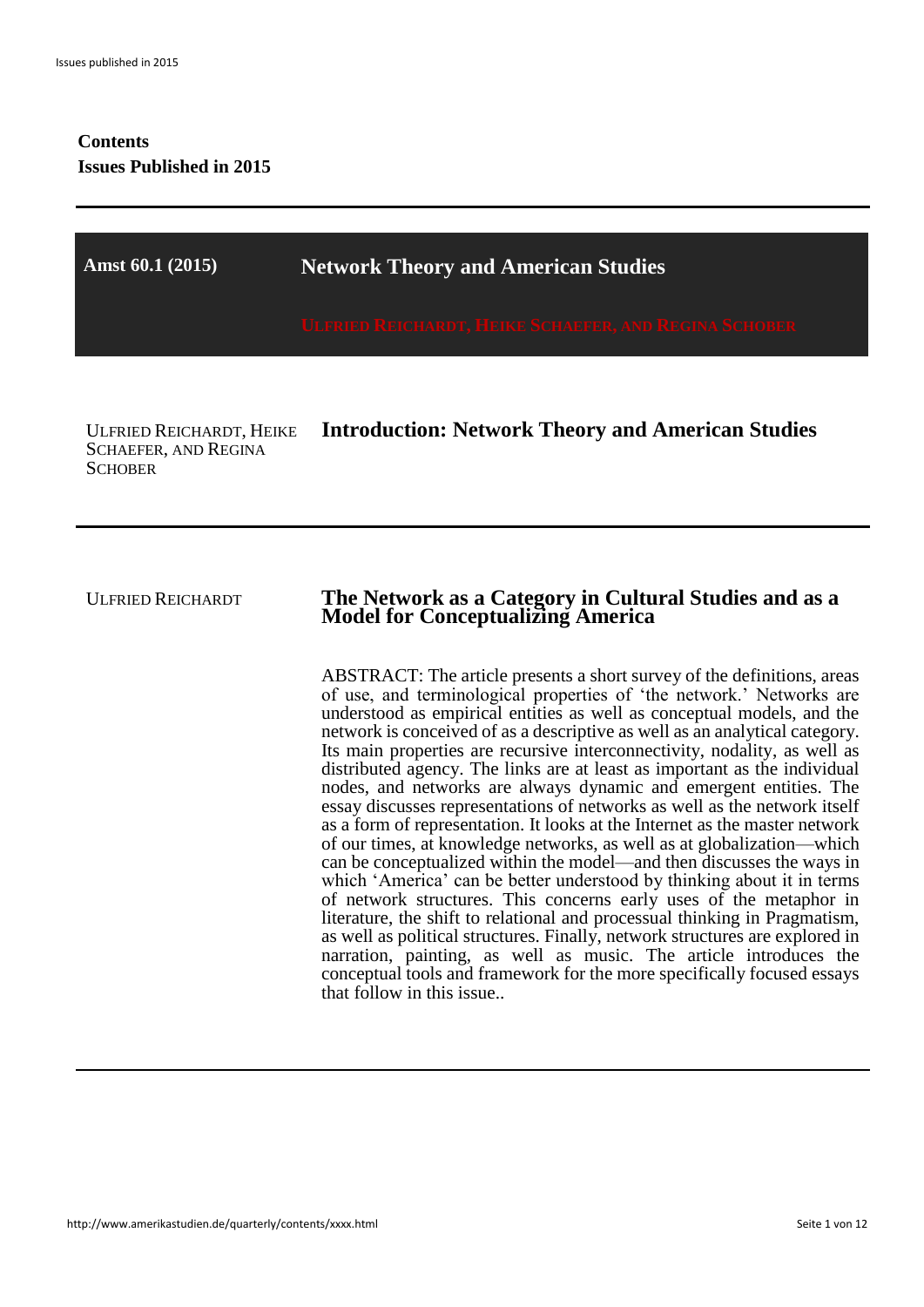**Contents**
**Issues Published in 2015**

---

**Amst 60.1 (2015)** | **Network Theory and American Studies**

ULFRIED REICHARDT, HEIKE SCHAEFER, AND REGINA SCHOBER

---

ULFRIED REICHARDT, HEIKE SCHAEFER, AND REGINA SCHOBER

### Introduction: Network Theory and American Studies

---

ULFRIED REICHARDT

### The Network as a Category in Cultural Studies and as a Model for Conceptualizing America

ABSTRACT: The article presents a short survey of the definitions, areas of use, and terminological properties of 'the network.' Networks are understood as empirical entities as well as conceptual models, and the network is conceived of as a descriptive as well as an analytical category. Its main properties are recursive interconnectivity, nodality, as well as distributed agency. The links are at least as important as the individual nodes, and networks are always dynamic and emergent entities. The essay discusses representations of networks as well as the network itself as a form of representation. It looks at the Internet as the master network of our times, at knowledge networks, as well as at globalization—which can be conceptualized within the model—and then discusses the ways in which 'America' can be better understood by thinking about it in terms of network structures. This concerns early uses of the metaphor in literature, the shift to relational and processual thinking in Pragmatism, as well as political structures. Finally, network structures are explored in narration, painting, as well as music. The article introduces the conceptual tools and framework for the more specifically focused essays that follow in this issue..

---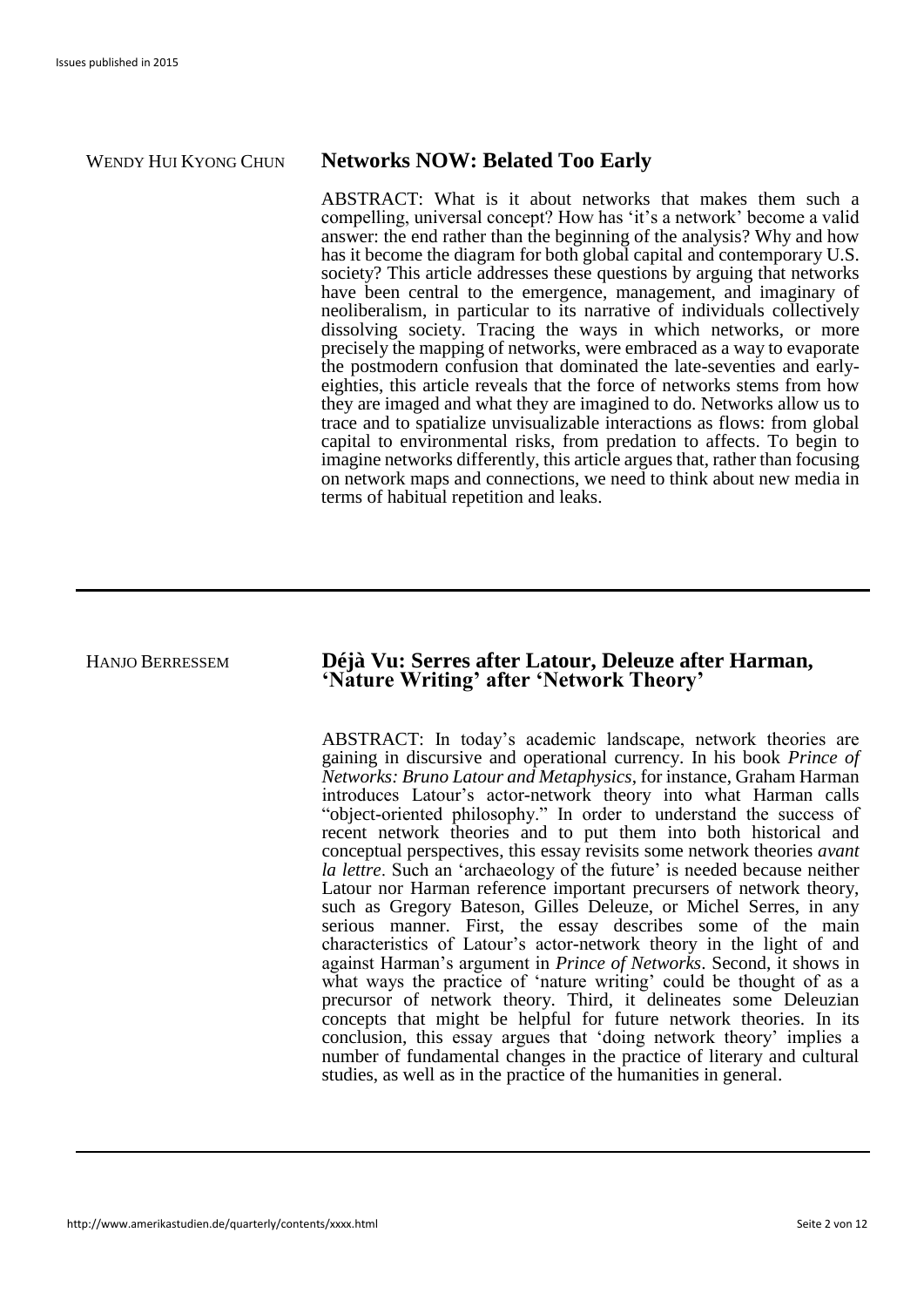WENDY HUI KYONG CHUN

## Networks NOW: Belated Too Early

ABSTRACT: What is it about networks that makes them such a compelling, universal concept? How has 'it's a network' become a valid answer: the end rather than the beginning of the analysis? Why and how has it become the diagram for both global capital and contemporary U.S. society? This article addresses these questions by arguing that networks have been central to the emergence, management, and imaginary of neoliberalism, in particular to its narrative of individuals collectively dissolving society. Tracing the ways in which networks, or more precisely the mapping of networks, were embraced as a way to evaporate the postmodern confusion that dominated the late-seventies and early-eighties, this article reveals that the force of networks stems from how they are imaged and what they are imagined to do. Networks allow us to trace and to spatialize unvisualizable interactions as flows: from global capital to environmental risks, from predation to affects. To begin to imagine networks differently, this article argues that, rather than focusing on network maps and connections, we need to think about new media in terms of habitual repetition and leaks.

---

HANJO BERRESSEM

## Déjà Vu: Serres after Latour, Deleuze after Harman, 'Nature Writing' after 'Network Theory'

ABSTRACT: In today's academic landscape, network theories are gaining in discursive and operational currency. In his book *Prince of Networks: Bruno Latour and Metaphysics*, for instance, Graham Harman introduces Latour's actor-network theory into what Harman calls "object-oriented philosophy." In order to understand the success of recent network theories and to put them into both historical and conceptual perspectives, this essay revisits some network theories *avant la lettre*. Such an 'archaeology of the future' is needed because neither Latour nor Harman reference important precursers of network theory, such as Gregory Bateson, Gilles Deleuze, or Michel Serres, in any serious manner. First, the essay describes some of the main characteristics of Latour's actor-network theory in the light of and against Harman's argument in *Prince of Networks*. Second, it shows in what ways the practice of 'nature writing' could be thought of as a precursor of network theory. Third, it delineates some Deleuzian concepts that might be helpful for future network theories. In its conclusion, this essay argues that 'doing network theory' implies a number of fundamental changes in the practice of literary and cultural studies, as well as in the practice of the humanities in general.

---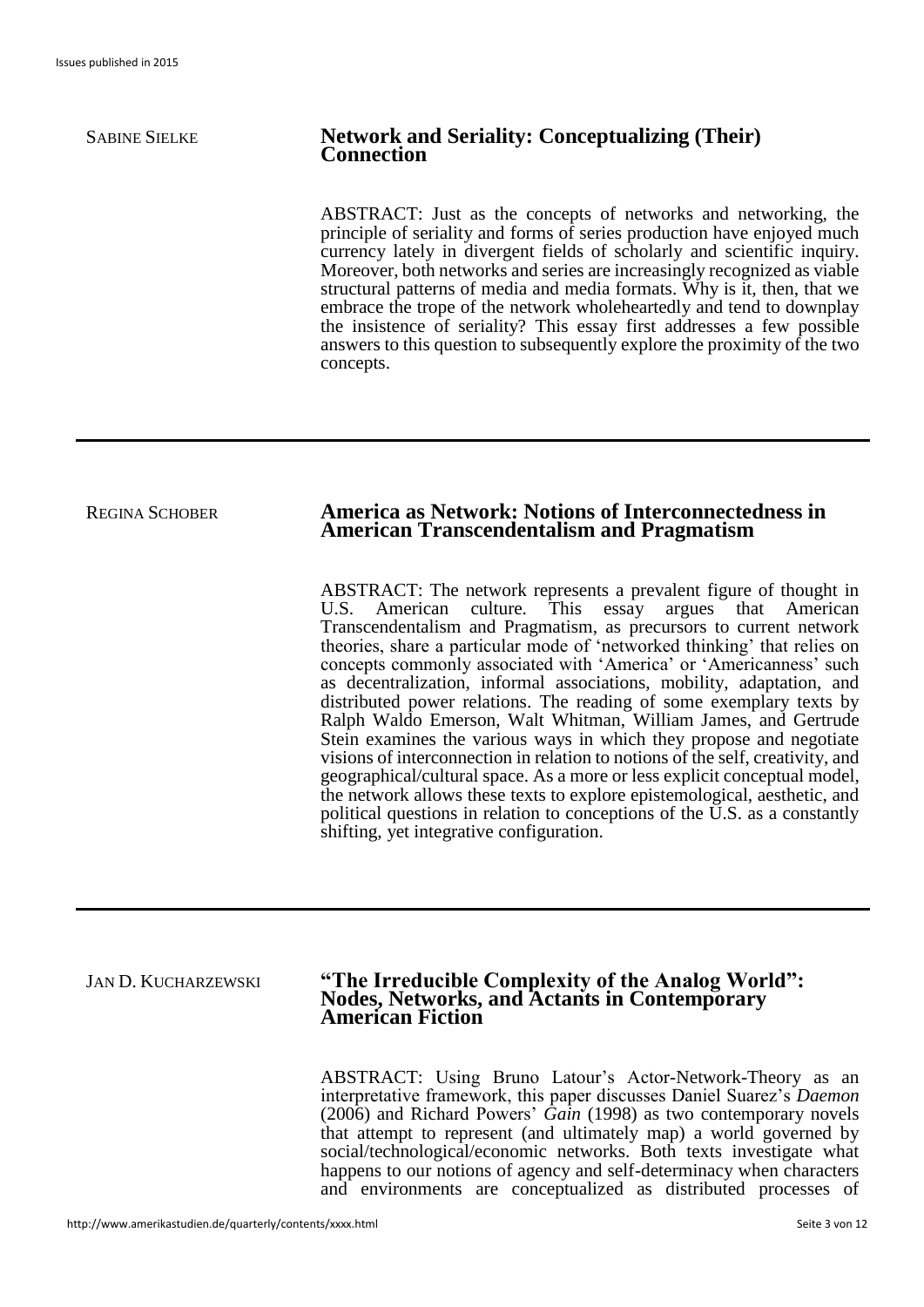SABINE SIELKE

## Network and Seriality: Conceptualizing (Their) Connection

ABSTRACT: Just as the concepts of networks and networking, the principle of seriality and forms of series production have enjoyed much currency lately in divergent fields of scholarly and scientific inquiry. Moreover, both networks and series are increasingly recognized as viable structural patterns of media and media formats. Why is it, then, that we embrace the trope of the network wholeheartedly and tend to downplay the insistence of seriality? This essay first addresses a few possible answers to this question to subsequently explore the proximity of the two concepts.

---

REGINA SCHOBER

## America as Network: Notions of Interconnectedness in American Transcendentalism and Pragmatism

ABSTRACT: The network represents a prevalent figure of thought in U.S. American culture. This essay argues that American Transcendentalism and Pragmatism, as precursors to current network theories, share a particular mode of 'networked thinking' that relies on concepts commonly associated with 'America' or 'Americanness' such as decentralization, informal associations, mobility, adaptation, and distributed power relations. The reading of some exemplary texts by Ralph Waldo Emerson, Walt Whitman, William James, and Gertrude Stein examines the various ways in which they propose and negotiate visions of interconnection in relation to notions of the self, creativity, and geographical/cultural space. As a more or less explicit conceptual model, the network allows these texts to explore epistemological, aesthetic, and political questions in relation to conceptions of the U.S. as a constantly shifting, yet integrative configuration.

---

JAN D. KUCHARZEWSKI

## "The Irreducible Complexity of the Analog World": Nodes, Networks, and Actants in Contemporary American Fiction

ABSTRACT: Using Bruno Latour's Actor-Network-Theory as an interpretative framework, this paper discusses Daniel Suarez's *Daemon* (2006) and Richard Powers' *Gain* (1998) as two contemporary novels that attempt to represent (and ultimately map) a world governed by social/technological/economic networks. Both texts investigate what happens to our notions of agency and self-determinacy when characters and environments are conceptualized as distributed processes of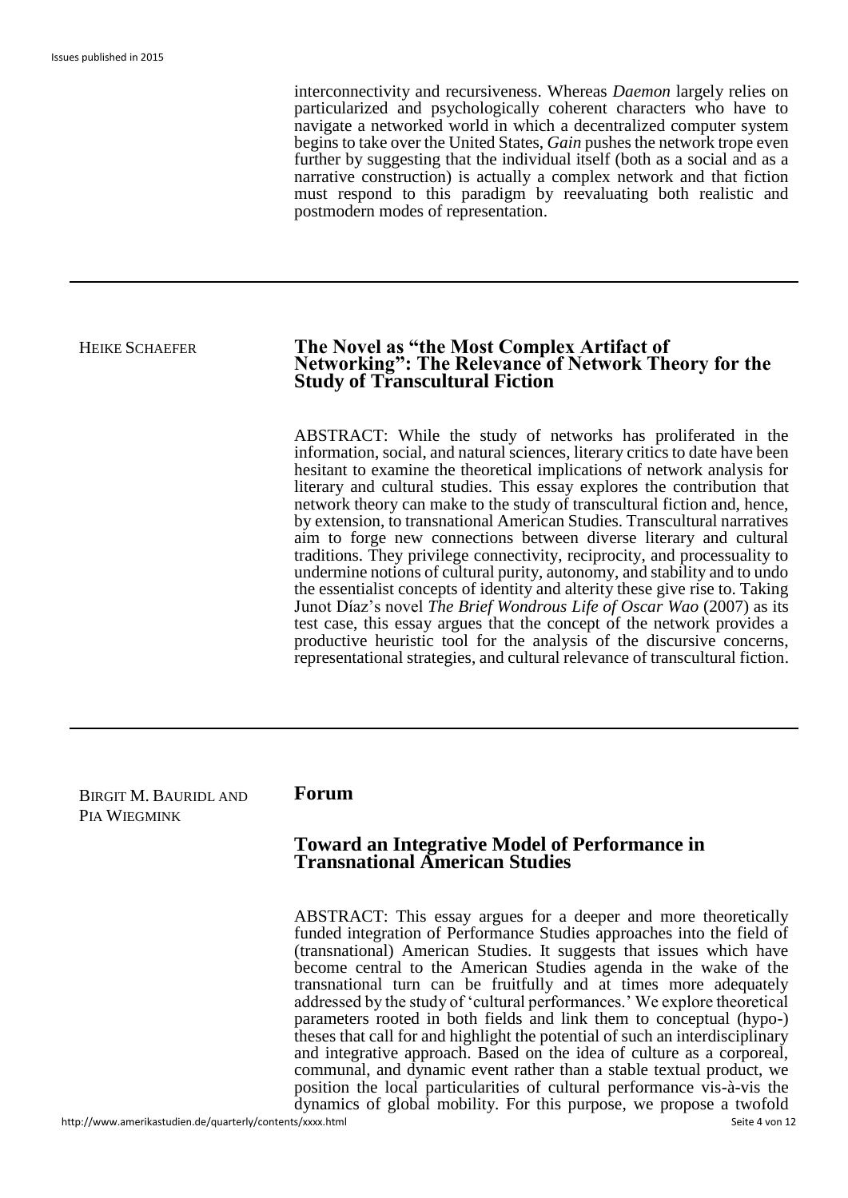interconnectivity and recursiveness. Whereas *Daemon* largely relies on particularized and psychologically coherent characters who have to navigate a networked world in which a decentralized computer system begins to take over the United States, *Gain* pushes the network trope even further by suggesting that the individual itself (both as a social and as a narrative construction) is actually a complex network and that fiction must respond to this paradigm by reevaluating both realistic and postmodern modes of representation.

---

HEIKE SCHAEFER

## The Novel as "the Most Complex Artifact of Networking": The Relevance of Network Theory for the Study of Transcultural Fiction

ABSTRACT: While the study of networks has proliferated in the information, social, and natural sciences, literary critics to date have been hesitant to examine the theoretical implications of network analysis for literary and cultural studies. This essay explores the contribution that network theory can make to the study of transcultural fiction and, hence, by extension, to transnational American Studies. Transcultural narratives aim to forge new connections between diverse literary and cultural traditions. They privilege connectivity, reciprocity, and processuality to undermine notions of cultural purity, autonomy, and stability and to undo the essentialist concepts of identity and alterity these give rise to. Taking Junot Díaz's novel *The Brief Wondrous Life of Oscar Wao* (2007) as its test case, this essay argues that the concept of the network provides a productive heuristic tool for the analysis of the discursive concerns, representational strategies, and cultural relevance of transcultural fiction.

---

BIRGIT M. BAURIDL AND PIA WIEGMINK

## Forum

## Toward an Integrative Model of Performance in Transnational American Studies

ABSTRACT: This essay argues for a deeper and more theoretically funded integration of Performance Studies approaches into the field of (transnational) American Studies. It suggests that issues which have become central to the American Studies agenda in the wake of the transnational turn can be fruitfully and at times more adequately addressed by the study of 'cultural performances.' We explore theoretical parameters rooted in both fields and link them to conceptual (hypo-) theses that call for and highlight the potential of such an interdisciplinary and integrative approach. Based on the idea of culture as a corporeal, communal, and dynamic event rather than a stable textual product, we position the local particularities of cultural performance vis-à-vis the dynamics of global mobility. For this purpose, we propose a twofold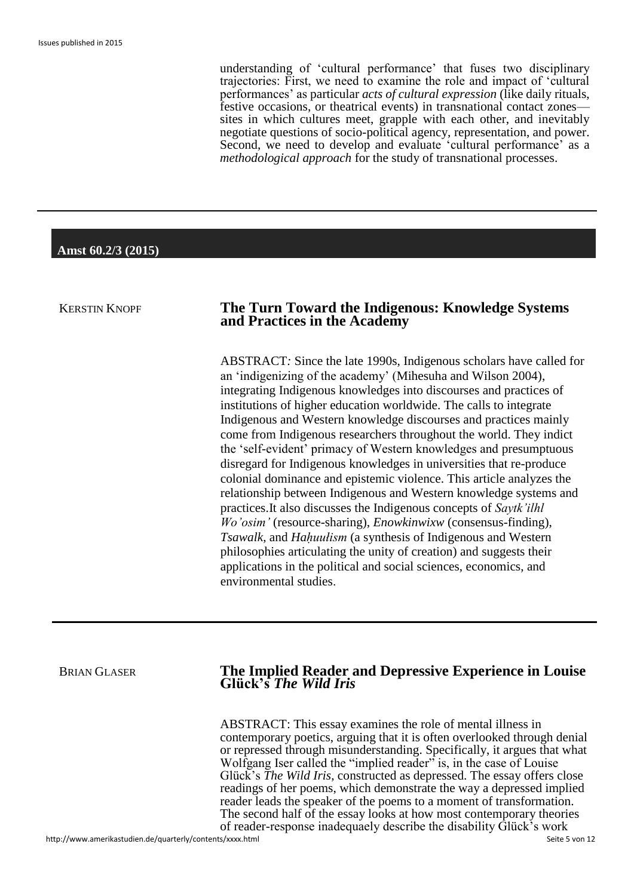understanding of 'cultural performance' that fuses two disciplinary trajectories: First, we need to examine the role and impact of 'cultural performances' as particular *acts of cultural expression* (like daily rituals, festive occasions, or theatrical events) in transnational contact zones—sites in which cultures meet, grapple with each other, and inevitably negotiate questions of socio-political agency, representation, and power. Second, we need to develop and evaluate 'cultural performance' as a *methodological approach* for the study of transnational processes.

---

## Amst 60.2/3 (2015)

KERSTIN KNOPF

### The Turn Toward the Indigenous: Knowledge Systems and Practices in the Academy

ABSTRACT: Since the late 1990s, Indigenous scholars have called for an 'indigenizing of the academy' (Mihesuha and Wilson 2004), integrating Indigenous knowledges into discourses and practices of institutions of higher education worldwide. The calls to integrate Indigenous and Western knowledge discourses and practices mainly come from Indigenous researchers throughout the world. They indict the 'self-evident' primacy of Western knowledges and presumptuous disregard for Indigenous knowledges in universities that re-produce colonial dominance and epistemic violence. This article analyzes the relationship between Indigenous and Western knowledge systems and practices.It also discusses the Indigenous concepts of *Saytk'ilhl Wo'osim'* (resource-sharing), *Enowkinwixw* (consensus-finding), *Tsawalk*, and *Haḥuułism* (a synthesis of Indigenous and Western philosophies articulating the unity of creation) and suggests their applications in the political and social sciences, economics, and environmental studies.

---

BRIAN GLASER

### The Implied Reader and Depressive Experience in Louise Glück's *The Wild Iris*

ABSTRACT: This essay examines the role of mental illness in contemporary poetics, arguing that it is often overlooked through denial or repressed through misunderstanding. Specifically, it argues that what Wolfgang Iser called the "implied reader" is, in the case of Louise Glück's *The Wild Iris*, constructed as depressed. The essay offers close readings of her poems, which demonstrate the way a depressed implied reader leads the speaker of the poems to a moment of transformation. The second half of the essay looks at how most contemporary theories of reader-response inadequaely describe the disability Glück's work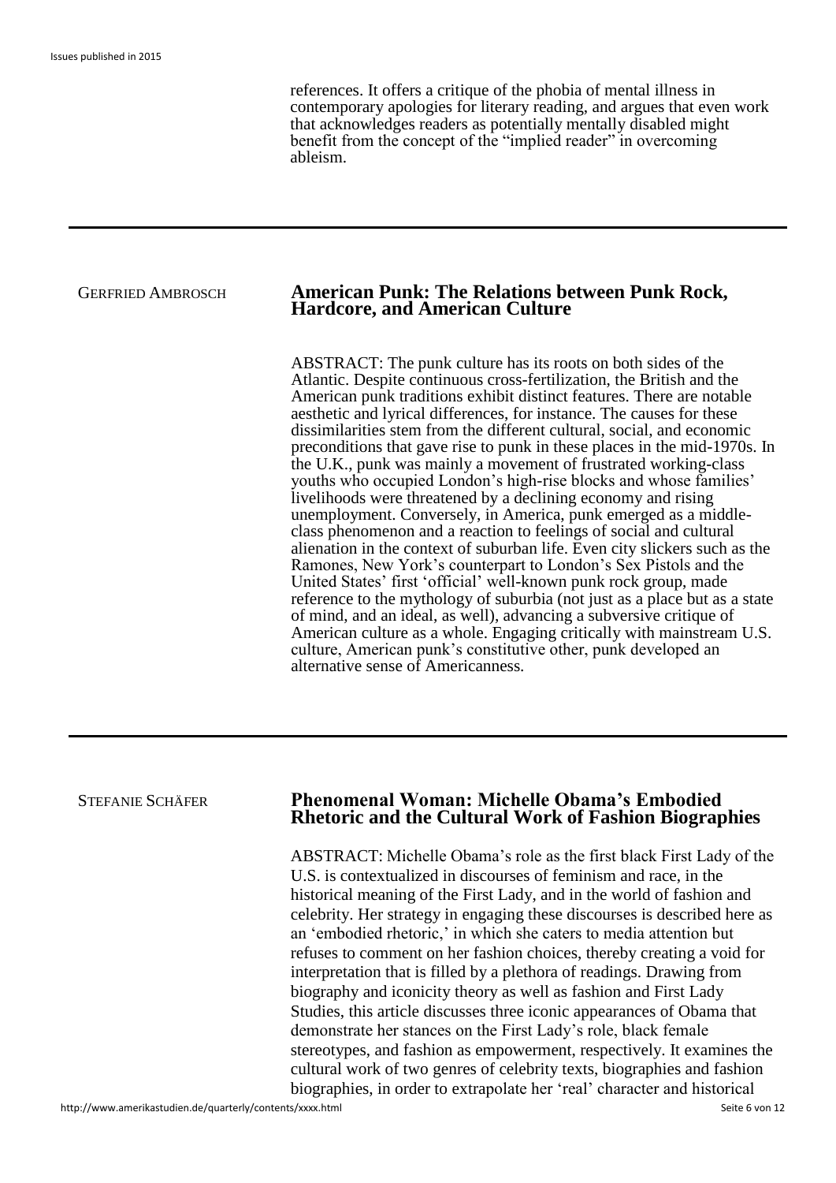references. It offers a critique of the phobia of mental illness in contemporary apologies for literary reading, and argues that even work that acknowledges readers as potentially mentally disabled might benefit from the concept of the "implied reader" in overcoming ableism.

---

GERFRIED AMBROSCH

## American Punk: The Relations between Punk Rock, Hardcore, and American Culture

ABSTRACT: The punk culture has its roots on both sides of the Atlantic. Despite continuous cross-fertilization, the British and the American punk traditions exhibit distinct features. There are notable aesthetic and lyrical differences, for instance. The causes for these dissimilarities stem from the different cultural, social, and economic preconditions that gave rise to punk in these places in the mid-1970s. In the U.K., punk was mainly a movement of frustrated working-class youths who occupied London's high-rise blocks and whose families' livelihoods were threatened by a declining economy and rising unemployment. Conversely, in America, punk emerged as a middle-class phenomenon and a reaction to feelings of social and cultural alienation in the context of suburban life. Even city slickers such as the Ramones, New York's counterpart to London's Sex Pistols and the United States' first 'official' well-known punk rock group, made reference to the mythology of suburbia (not just as a place but as a state of mind, and an ideal, as well), advancing a subversive critique of American culture as a whole. Engaging critically with mainstream U.S. culture, American punk's constitutive other, punk developed an alternative sense of Americanness.

---

STEFANIE SCHÄFER

## Phenomenal Woman: Michelle Obama's Embodied Rhetoric and the Cultural Work of Fashion Biographies

ABSTRACT: Michelle Obama's role as the first black First Lady of the U.S. is contextualized in discourses of feminism and race, in the historical meaning of the First Lady, and in the world of fashion and celebrity. Her strategy in engaging these discourses is described here as an 'embodied rhetoric,' in which she caters to media attention but refuses to comment on her fashion choices, thereby creating a void for interpretation that is filled by a plethora of readings. Drawing from biography and iconicity theory as well as fashion and First Lady Studies, this article discusses three iconic appearances of Obama that demonstrate her stances on the First Lady's role, black female stereotypes, and fashion as empowerment, respectively. It examines the cultural work of two genres of celebrity texts, biographies and fashion biographies, in order to extrapolate her 'real' character and historical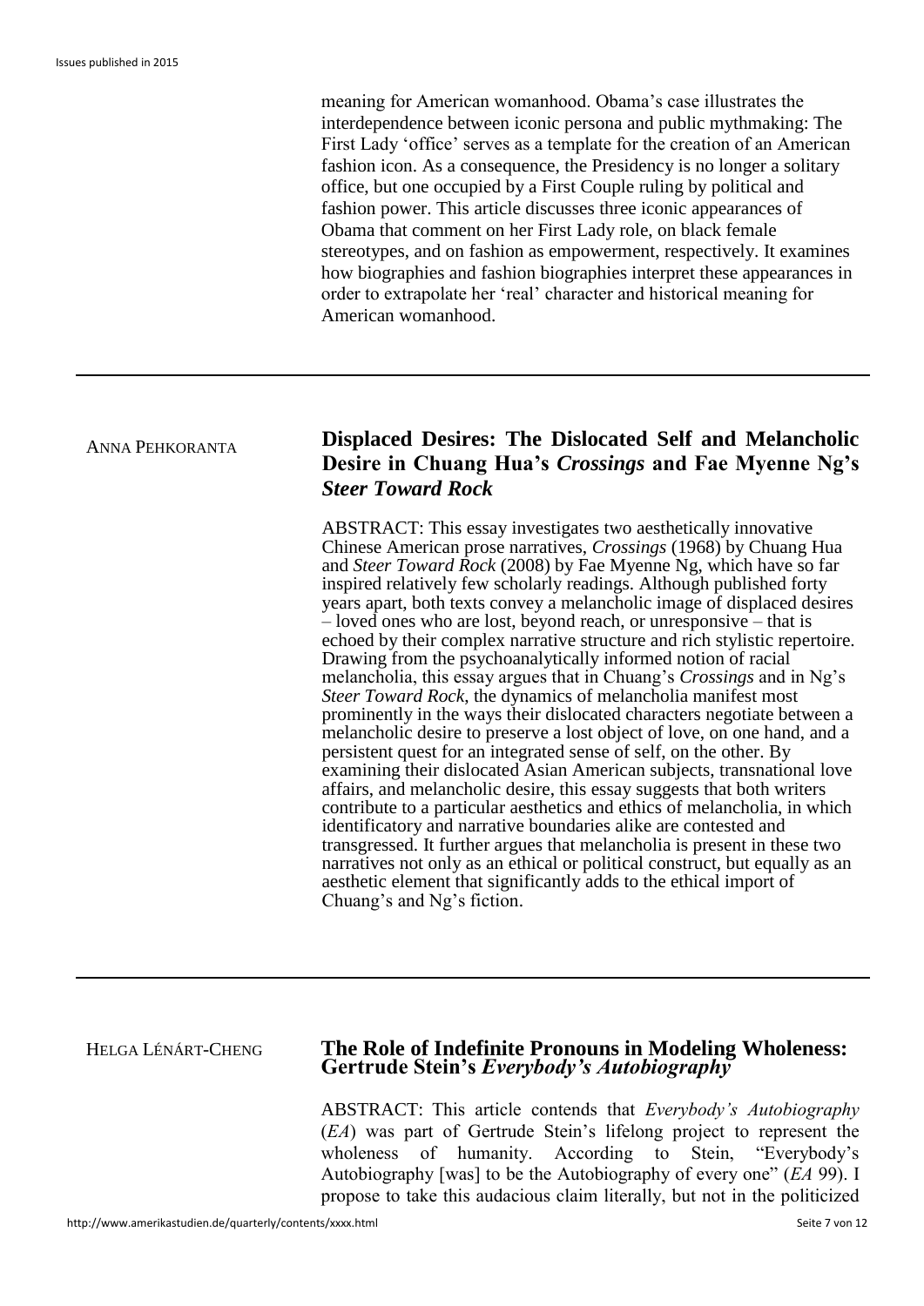meaning for American womanhood. Obama's case illustrates the interdependence between iconic persona and public mythmaking: The First Lady 'office' serves as a template for the creation of an American fashion icon. As a consequence, the Presidency is no longer a solitary office, but one occupied by a First Couple ruling by political and fashion power. This article discusses three iconic appearances of Obama that comment on her First Lady role, on black female stereotypes, and on fashion as empowerment, respectively. It examines how biographies and fashion biographies interpret these appearances in order to extrapolate her 'real' character and historical meaning for American womanhood.

---

ANNA PEHKORANTA

## Displaced Desires: The Dislocated Self and Melancholic Desire in Chuang Hua's *Crossings* and Fae Myenne Ng's *Steer Toward Rock*

ABSTRACT: This essay investigates two aesthetically innovative Chinese American prose narratives, *Crossings* (1968) by Chuang Hua and *Steer Toward Rock* (2008) by Fae Myenne Ng, which have so far inspired relatively few scholarly readings. Although published forty years apart, both texts convey a melancholic image of displaced desires – loved ones who are lost, beyond reach, or unresponsive – that is echoed by their complex narrative structure and rich stylistic repertoire. Drawing from the psychoanalytically informed notion of racial melancholia, this essay argues that in Chuang's *Crossings* and in Ng's *Steer Toward Rock*, the dynamics of melancholia manifest most prominently in the ways their dislocated characters negotiate between a melancholic desire to preserve a lost object of love, on one hand, and a persistent quest for an integrated sense of self, on the other. By examining their dislocated Asian American subjects, transnational love affairs, and melancholic desire, this essay suggests that both writers contribute to a particular aesthetics and ethics of melancholia, in which identificatory and narrative boundaries alike are contested and transgressed. It further argues that melancholia is present in these two narratives not only as an ethical or political construct, but equally as an aesthetic element that significantly adds to the ethical import of Chuang's and Ng's fiction.

---

HELGA LÉNÁRT-CHENG

## The Role of Indefinite Pronouns in Modeling Wholeness: Gertrude Stein's *Everybody's Autobiography*

ABSTRACT: This article contends that *Everybody's Autobiography* (*EA*) was part of Gertrude Stein's lifelong project to represent the wholeness of humanity. According to Stein, "Everybody's Autobiography [was] to be the Autobiography of every one" (*EA* 99). I propose to take this audacious claim literally, but not in the politicized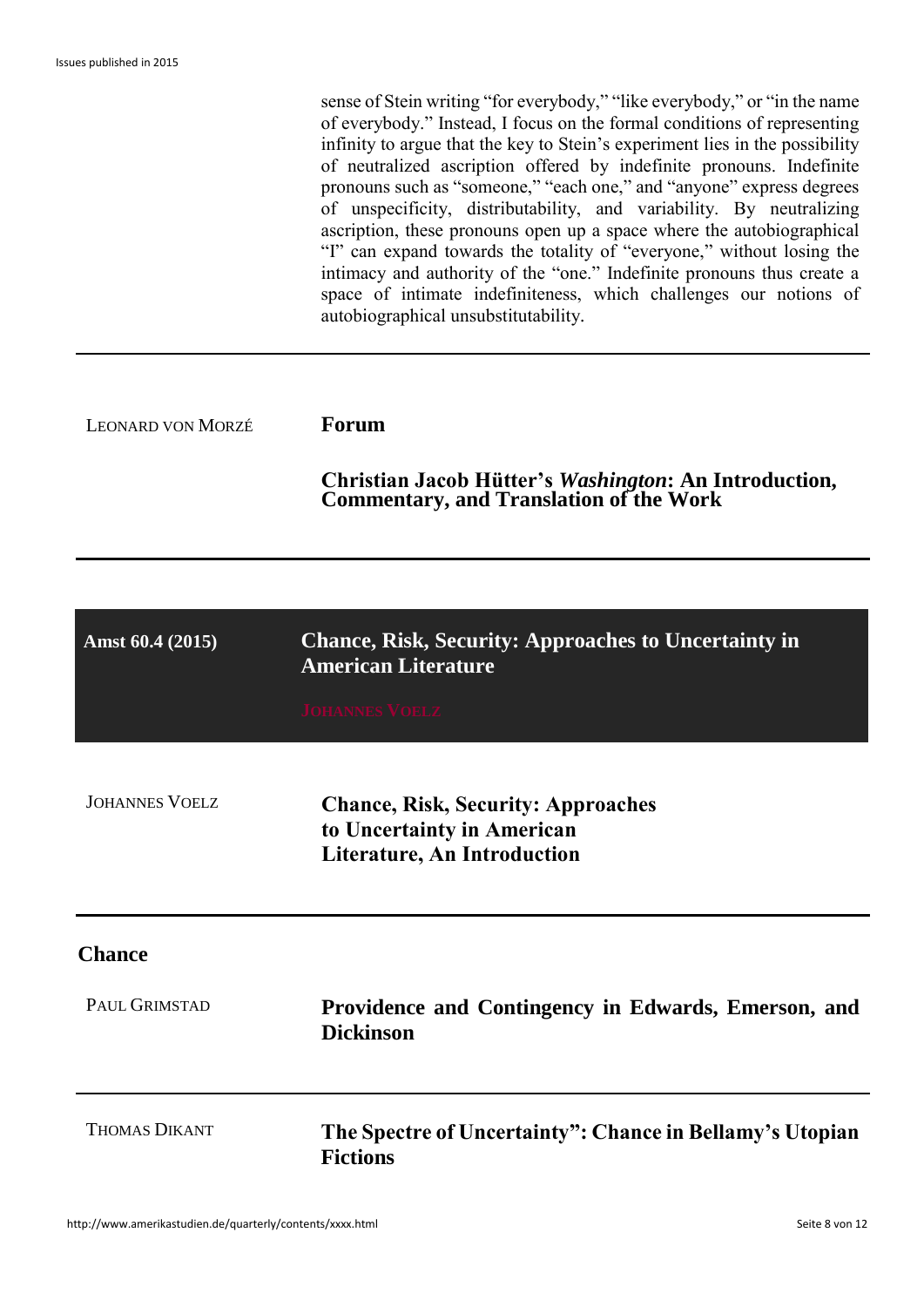sense of Stein writing "for everybody," "like everybody," or "in the name of everybody." Instead, I focus on the formal conditions of representing infinity to argue that the key to Stein's experiment lies in the possibility of neutralized ascription offered by indefinite pronouns. Indefinite pronouns such as "someone," "each one," and "anyone" express degrees of unspecificity, distributability, and variability. By neutralizing ascription, these pronouns open up a space where the autobiographical "I" can expand towards the totality of "everyone," without losing the intimacy and authority of the "one." Indefinite pronouns thus create a space of intimate indefiniteness, which challenges our notions of autobiographical unsubstitutability.

---

LEONARD VON MORZÉ

**Forum**

**Christian Jacob Hütter's *Washington*: An Introduction, Commentary, and Translation of the Work**

---

## Amst 60.4 (2015) — Chance, Risk, Security: Approaches to Uncertainty in American Literature

JOHANNES VOELZ

---

JOHANNES VOELZ

**Chance, Risk, Security: Approaches to Uncertainty in American Literature, An Introduction**

---

### Chance

PAUL GRIMSTAD

**Providence and Contingency in Edwards, Emerson, and Dickinson**

---

THOMAS DIKANT

**The Spectre of Uncertainty": Chance in Bellamy's Utopian Fictions**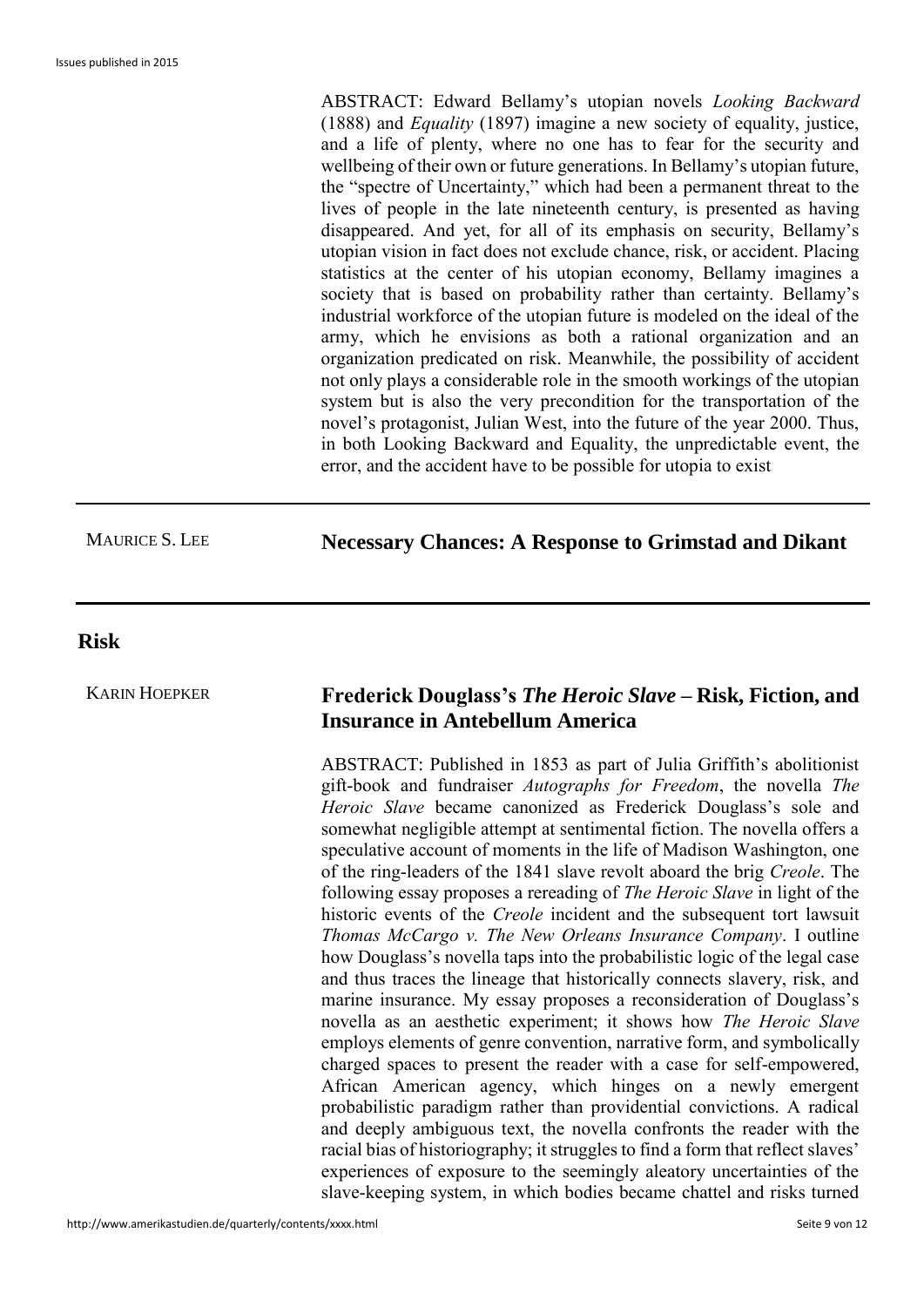ABSTRACT: Edward Bellamy's utopian novels *Looking Backward* (1888) and *Equality* (1897) imagine a new society of equality, justice, and a life of plenty, where no one has to fear for the security and wellbeing of their own or future generations. In Bellamy's utopian future, the "spectre of Uncertainty," which had been a permanent threat to the lives of people in the late nineteenth century, is presented as having disappeared. And yet, for all of its emphasis on security, Bellamy's utopian vision in fact does not exclude chance, risk, or accident. Placing statistics at the center of his utopian economy, Bellamy imagines a society that is based on probability rather than certainty. Bellamy's industrial workforce of the utopian future is modeled on the ideal of the army, which he envisions as both a rational organization and an organization predicated on risk. Meanwhile, the possibility of accident not only plays a considerable role in the smooth workings of the utopian system but is also the very precondition for the transportation of the novel's protagonist, Julian West, into the future of the year 2000. Thus, in both Looking Backward and Equality, the unpredictable event, the error, and the accident have to be possible for utopia to exist

---

MAURICE S. LEE

**Necessary Chances: A Response to Grimstad and Dikant**

---

## Risk

KARIN HOEPKER

### Frederick Douglass's *The Heroic Slave* – Risk, Fiction, and Insurance in Antebellum America

ABSTRACT: Published in 1853 as part of Julia Griffith's abolitionist gift-book and fundraiser *Autographs for Freedom*, the novella *The Heroic Slave* became canonized as Frederick Douglass's sole and somewhat negligible attempt at sentimental fiction. The novella offers a speculative account of moments in the life of Madison Washington, one of the ring-leaders of the 1841 slave revolt aboard the brig *Creole*. The following essay proposes a rereading of *The Heroic Slave* in light of the historic events of the *Creole* incident and the subsequent tort lawsuit *Thomas McCargo v. The New Orleans Insurance Company*. I outline how Douglass's novella taps into the probabilistic logic of the legal case and thus traces the lineage that historically connects slavery, risk, and marine insurance. My essay proposes a reconsideration of Douglass's novella as an aesthetic experiment; it shows how *The Heroic Slave* employs elements of genre convention, narrative form, and symbolically charged spaces to present the reader with a case for self-empowered, African American agency, which hinges on a newly emergent probabilistic paradigm rather than providential convictions. A radical and deeply ambiguous text, the novella confronts the reader with the racial bias of historiography; it struggles to find a form that reflect slaves' experiences of exposure to the seemingly aleatory uncertainties of the slave-keeping system, in which bodies became chattel and risks turned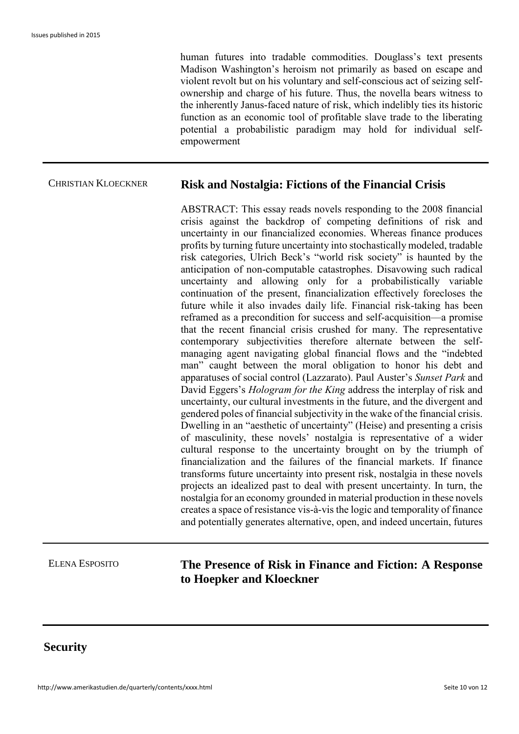human futures into tradable commodities. Douglass's text presents Madison Washington's heroism not primarily as based on escape and violent revolt but on his voluntary and self-conscious act of seizing self-ownership and charge of his future. Thus, the novella bears witness to the inherently Janus-faced nature of risk, which indelibly ties its historic function as an economic tool of profitable slave trade to the liberating potential a probabilistic paradigm may hold for individual self-empowerment

---

CHRISTIAN KLOECKNER

## Risk and Nostalgia: Fictions of the Financial Crisis

ABSTRACT: This essay reads novels responding to the 2008 financial crisis against the backdrop of competing definitions of risk and uncertainty in our financialized economies. Whereas finance produces profits by turning future uncertainty into stochastically modeled, tradable risk categories, Ulrich Beck's "world risk society" is haunted by the anticipation of non-computable catastrophes. Disavowing such radical uncertainty and allowing only for a probabilistically variable continuation of the present, financialization effectively forecloses the future while it also invades daily life. Financial risk-taking has been reframed as a precondition for success and self-acquisition—a promise that the recent financial crisis crushed for many. The representative contemporary subjectivities therefore alternate between the self-managing agent navigating global financial flows and the "indebted man" caught between the moral obligation to honor his debt and apparatuses of social control (Lazzarato). Paul Auster's *Sunset Park* and David Eggers's *Hologram for the King* address the interplay of risk and uncertainty, our cultural investments in the future, and the divergent and gendered poles of financial subjectivity in the wake of the financial crisis. Dwelling in an "aesthetic of uncertainty" (Heise) and presenting a crisis of masculinity, these novels' nostalgia is representative of a wider cultural response to the uncertainty brought on by the triumph of financialization and the failures of the financial markets. If finance transforms future uncertainty into present risk, nostalgia in these novels projects an idealized past to deal with present uncertainty. In turn, the nostalgia for an economy grounded in material production in these novels creates a space of resistance vis-à-vis the logic and temporality of finance and potentially generates alternative, open, and indeed uncertain, futures

---

ELENA ESPOSITO

## The Presence of Risk in Finance and Fiction: A Response to Hoepker and Kloeckner

---

# Security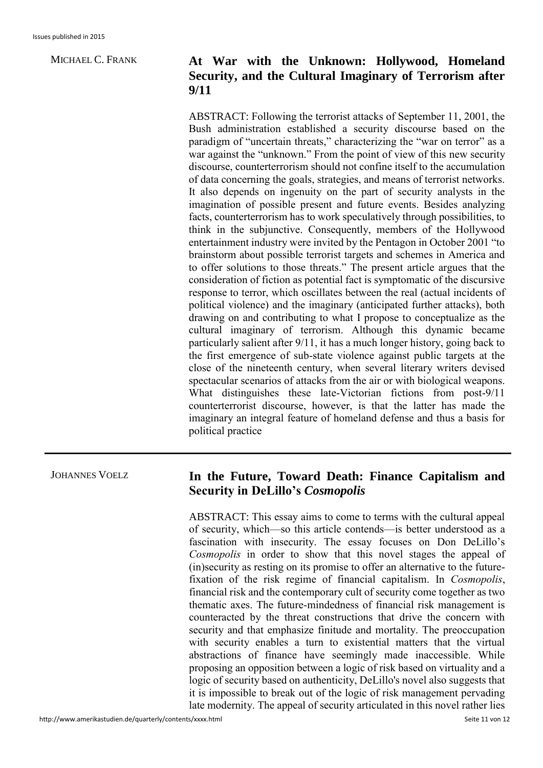MICHAEL C. FRANK

## At War with the Unknown: Hollywood, Homeland Security, and the Cultural Imaginary of Terrorism after 9/11

ABSTRACT: Following the terrorist attacks of September 11, 2001, the Bush administration established a security discourse based on the paradigm of "uncertain threats," characterizing the "war on terror" as a war against the "unknown." From the point of view of this new security discourse, counterterrorism should not confine itself to the accumulation of data concerning the goals, strategies, and means of terrorist networks. It also depends on ingenuity on the part of security analysts in the imagination of possible present and future events. Besides analyzing facts, counterterrorism has to work speculatively through possibilities, to think in the subjunctive. Consequently, members of the Hollywood entertainment industry were invited by the Pentagon in October 2001 "to brainstorm about possible terrorist targets and schemes in America and to offer solutions to those threats." The present article argues that the consideration of fiction as potential fact is symptomatic of the discursive response to terror, which oscillates between the real (actual incidents of political violence) and the imaginary (anticipated further attacks), both drawing on and contributing to what I propose to conceptualize as the cultural imaginary of terrorism. Although this dynamic became particularly salient after 9/11, it has a much longer history, going back to the first emergence of sub-state violence against public targets at the close of the nineteenth century, when several literary writers devised spectacular scenarios of attacks from the air or with biological weapons. What distinguishes these late-Victorian fictions from post-9/11 counterterrorist discourse, however, is that the latter has made the imaginary an integral feature of homeland defense and thus a basis for political practice

---

JOHANNES VOELZ

## In the Future, Toward Death: Finance Capitalism and Security in DeLillo's *Cosmopolis*

ABSTRACT: This essay aims to come to terms with the cultural appeal of security, which—so this article contends—is better understood as a fascination with insecurity. The essay focuses on Don DeLillo's *Cosmopolis* in order to show that this novel stages the appeal of (in)security as resting on its promise to offer an alternative to the future-fixation of the risk regime of financial capitalism. In *Cosmopolis*, financial risk and the contemporary cult of security come together as two thematic axes. The future-mindedness of financial risk management is counteracted by the threat constructions that drive the concern with security and that emphasize finitude and mortality. The preoccupation with security enables a turn to existential matters that the virtual abstractions of finance have seemingly made inaccessible. While proposing an opposition between a logic of risk based on virtuality and a logic of security based on authenticity, DeLillo's novel also suggests that it is impossible to break out of the logic of risk management pervading late modernity. The appeal of security articulated in this novel rather lies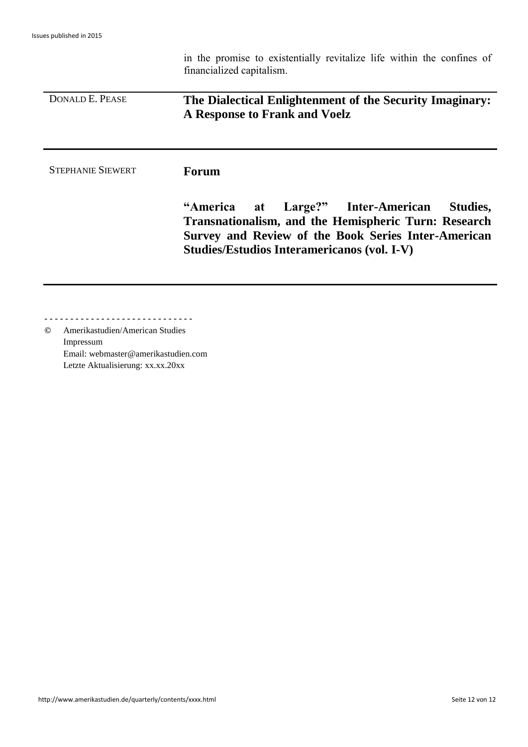in the promise to existentially revitalize life within the confines of financialized capitalism.

---

DONALD E. PEASE

**The Dialectical Enlightenment of the Security Imaginary: A Response to Frank and Voelz**

---

STEPHANIE SIEWERT

**Forum**

**“America at Large?” Inter-American Studies, Transnationalism, and the Hemispheric Turn: Research Survey and Review of the Book Series Inter-American Studies/Estudios Interamericanos (vol. I-V)**

---

- - - - - - - - - - - - - - - - - - - - - - - - - - - -

© Amerikastudien/American Studies
Impressum
Email: webmaster@amerikastudien.com
Letzte Aktualisierung: xx.xx.20xx